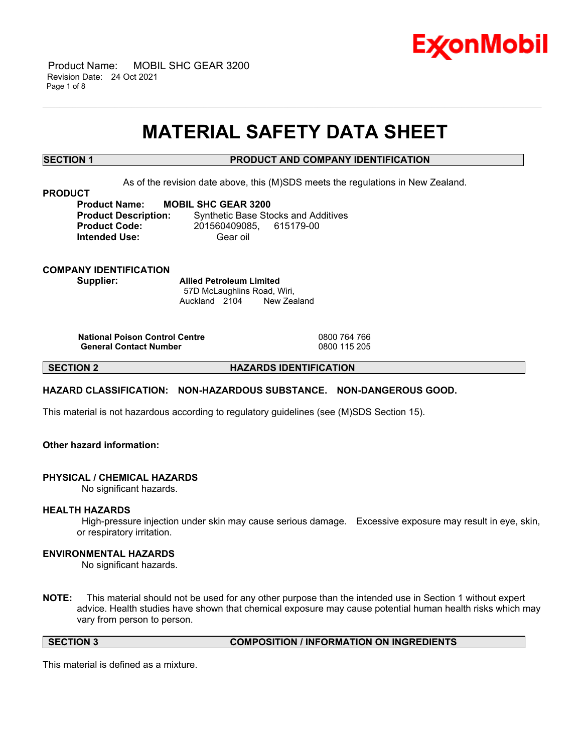# MATERIAL SAFETY DATA SHEET

## SECTION 1 PRODUCT AND COMPANY IDENTIFICATION

As of the revision date above, this (M)SDS meets the regulations in New Zealand.

**PRODUCT**

**Product Name:** **MOBIL SHC GEAR 3200**
**Product Description:** Synthetic Base Stocks and Additives
**Product Code:** 201560409085, 615179-00
**Intended Use:** Gear oil

**COMPANY IDENTIFICATION**

**Supplier:** **Allied Petroleum Limited**
57D McLaughlins Road, Wiri,
Auckland 2104 New Zealand

| | |
|---|---|
| **National Poison Control Centre** | 0800 764 766 |
| **General Contact Number** | 0800 115 205 |

## SECTION 2 HAZARDS IDENTIFICATION

**HAZARD CLASSIFICATION: NON-HAZARDOUS SUBSTANCE. NON-DANGEROUS GOOD.**

This material is not hazardous according to regulatory guidelines (see (M)SDS Section 15).

**Other hazard information:**

**PHYSICAL / CHEMICAL HAZARDS**
No significant hazards.

**HEALTH HAZARDS**
High-pressure injection under skin may cause serious damage. Excessive exposure may result in eye, skin, or respiratory irritation.

**ENVIRONMENTAL HAZARDS**
No significant hazards.

**NOTE:** This material should not be used for any other purpose than the intended use in Section 1 without expert advice. Health studies have shown that chemical exposure may cause potential human health risks which may vary from person to person.

## SECTION 3 COMPOSITION / INFORMATION ON INGREDIENTS

This material is defined as a mixture.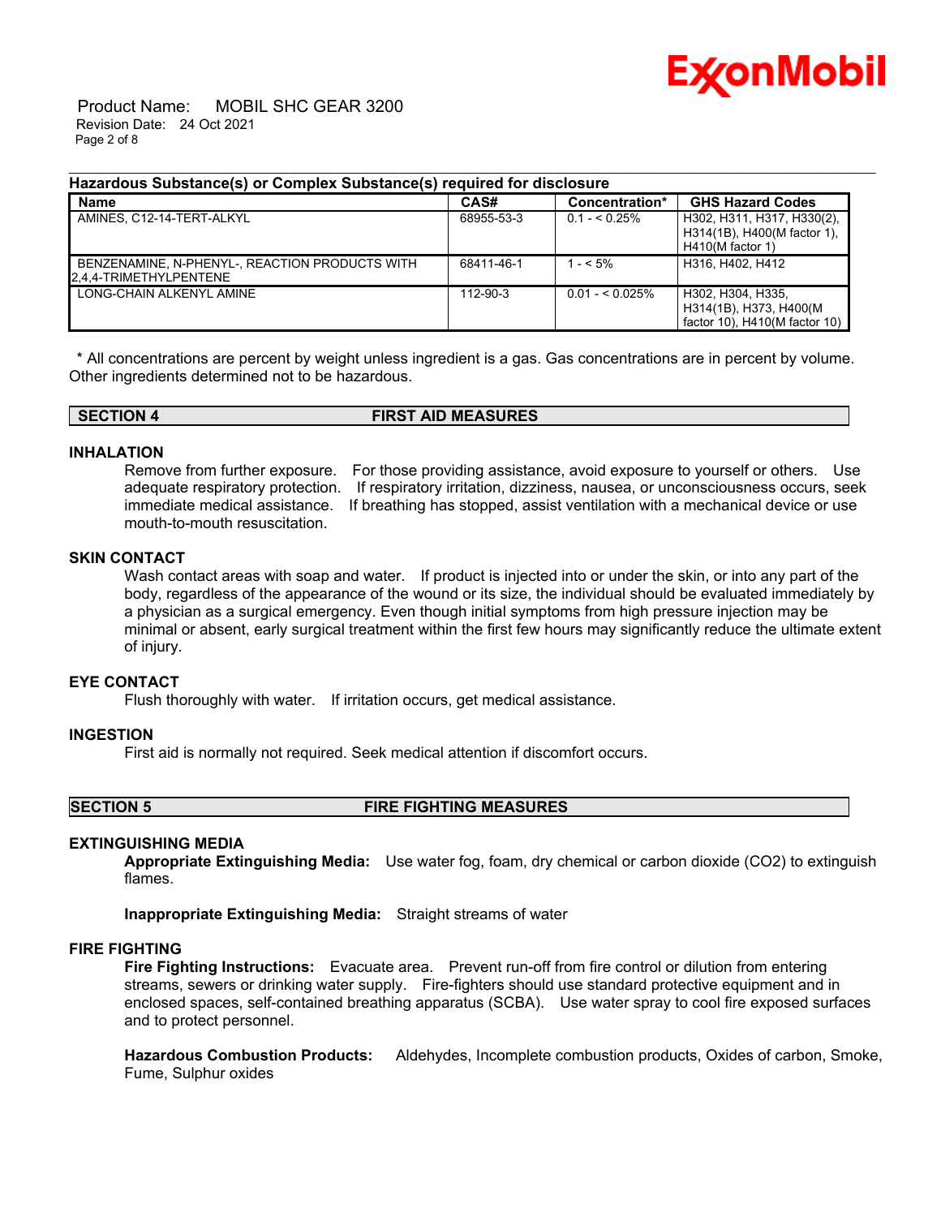**Hazardous Substance(s) or Complex Substance(s) required for disclosure**

| Name | CAS# | Concentration* | GHS Hazard Codes |
|---|---|---|---|
| AMINES, C12-14-TERT-ALKYL | 68955-53-3 | 0.1 - < 0.25% | H302, H311, H317, H330(2), H314(1B), H400(M factor 1), H410(M factor 1) |
| BENZENAMINE, N-PHENYL-, REACTION PRODUCTS WITH 2,4,4-TRIMETHYLPENTENE | 68411-46-1 | 1 - < 5% | H316, H402, H412 |
| LONG-CHAIN ALKENYL AMINE | 112-90-3 | 0.01 - < 0.025% | H302, H304, H335, H314(1B), H373, H400(M factor 10), H410(M factor 10) |

* All concentrations are percent by weight unless ingredient is a gas. Gas concentrations are in percent by volume. Other ingredients determined not to be hazardous.

## SECTION 4 FIRST AID MEASURES

### INHALATION

Remove from further exposure. For those providing assistance, avoid exposure to yourself or others. Use adequate respiratory protection. If respiratory irritation, dizziness, nausea, or unconsciousness occurs, seek immediate medical assistance. If breathing has stopped, assist ventilation with a mechanical device or use mouth-to-mouth resuscitation.

### SKIN CONTACT

Wash contact areas with soap and water. If product is injected into or under the skin, or into any part of the body, regardless of the appearance of the wound or its size, the individual should be evaluated immediately by a physician as a surgical emergency. Even though initial symptoms from high pressure injection may be minimal or absent, early surgical treatment within the first few hours may significantly reduce the ultimate extent of injury.

### EYE CONTACT

Flush thoroughly with water. If irritation occurs, get medical assistance.

### INGESTION

First aid is normally not required. Seek medical attention if discomfort occurs.

## SECTION 5 FIRE FIGHTING MEASURES

### EXTINGUISHING MEDIA

**Appropriate Extinguishing Media:** Use water fog, foam, dry chemical or carbon dioxide (CO2) to extinguish flames.

**Inappropriate Extinguishing Media:** Straight streams of water

### FIRE FIGHTING

**Fire Fighting Instructions:** Evacuate area. Prevent run-off from fire control or dilution from entering streams, sewers or drinking water supply. Fire-fighters should use standard protective equipment and in enclosed spaces, self-contained breathing apparatus (SCBA). Use water spray to cool fire exposed surfaces and to protect personnel.

**Hazardous Combustion Products:** Aldehydes, Incomplete combustion products, Oxides of carbon, Smoke, Fume, Sulphur oxides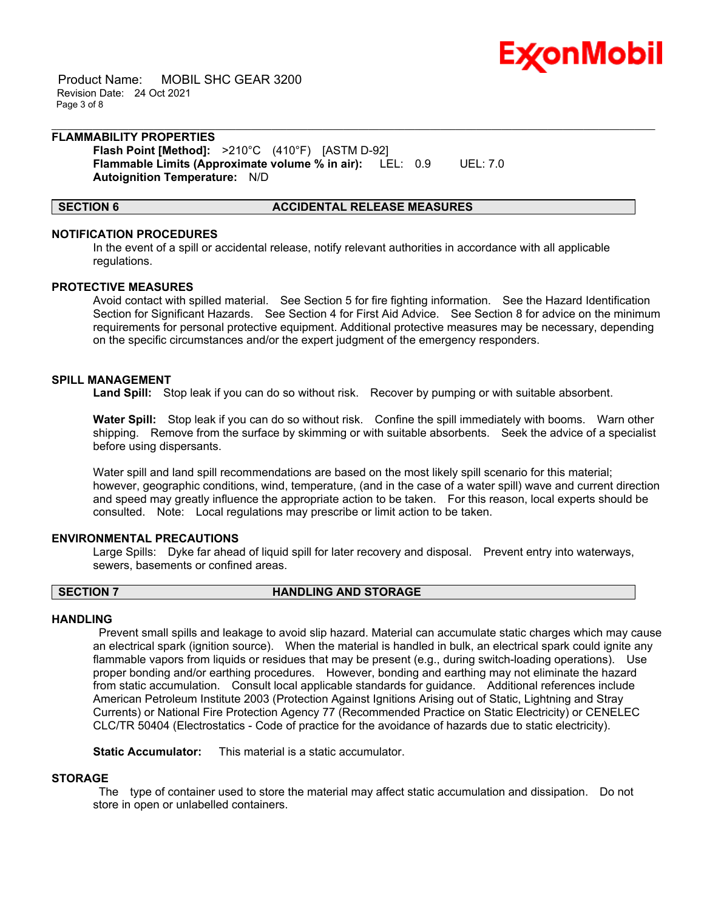### FLAMMABILITY PROPERTIES

**Flash Point [Method]:** >210°C (410°F) [ASTM D-92]
**Flammable Limits (Approximate volume % in air):** LEL: 0.9 UEL: 7.0
**Autoignition Temperature:** N/D

## SECTION 6 ACCIDENTAL RELEASE MEASURES

### NOTIFICATION PROCEDURES

In the event of a spill or accidental release, notify relevant authorities in accordance with all applicable regulations.

### PROTECTIVE MEASURES

Avoid contact with spilled material. See Section 5 for fire fighting information. See the Hazard Identification Section for Significant Hazards. See Section 4 for First Aid Advice. See Section 8 for advice on the minimum requirements for personal protective equipment. Additional protective measures may be necessary, depending on the specific circumstances and/or the expert judgment of the emergency responders.

### SPILL MANAGEMENT

**Land Spill:** Stop leak if you can do so without risk. Recover by pumping or with suitable absorbent.

**Water Spill:** Stop leak if you can do so without risk. Confine the spill immediately with booms. Warn other shipping. Remove from the surface by skimming or with suitable absorbents. Seek the advice of a specialist before using dispersants.

Water spill and land spill recommendations are based on the most likely spill scenario for this material; however, geographic conditions, wind, temperature, (and in the case of a water spill) wave and current direction and speed may greatly influence the appropriate action to be taken. For this reason, local experts should be consulted. Note: Local regulations may prescribe or limit action to be taken.

### ENVIRONMENTAL PRECAUTIONS

Large Spills: Dyke far ahead of liquid spill for later recovery and disposal. Prevent entry into waterways, sewers, basements or confined areas.

## SECTION 7 HANDLING AND STORAGE

### HANDLING

Prevent small spills and leakage to avoid slip hazard. Material can accumulate static charges which may cause an electrical spark (ignition source). When the material is handled in bulk, an electrical spark could ignite any flammable vapors from liquids or residues that may be present (e.g., during switch-loading operations). Use proper bonding and/or earthing procedures. However, bonding and earthing may not eliminate the hazard from static accumulation. Consult local applicable standards for guidance. Additional references include American Petroleum Institute 2003 (Protection Against Ignitions Arising out of Static, Lightning and Stray Currents) or National Fire Protection Agency 77 (Recommended Practice on Static Electricity) or CENELEC CLC/TR 50404 (Electrostatics - Code of practice for the avoidance of hazards due to static electricity).

**Static Accumulator:** This material is a static accumulator.

### STORAGE

The type of container used to store the material may affect static accumulation and dissipation. Do not store in open or unlabelled containers.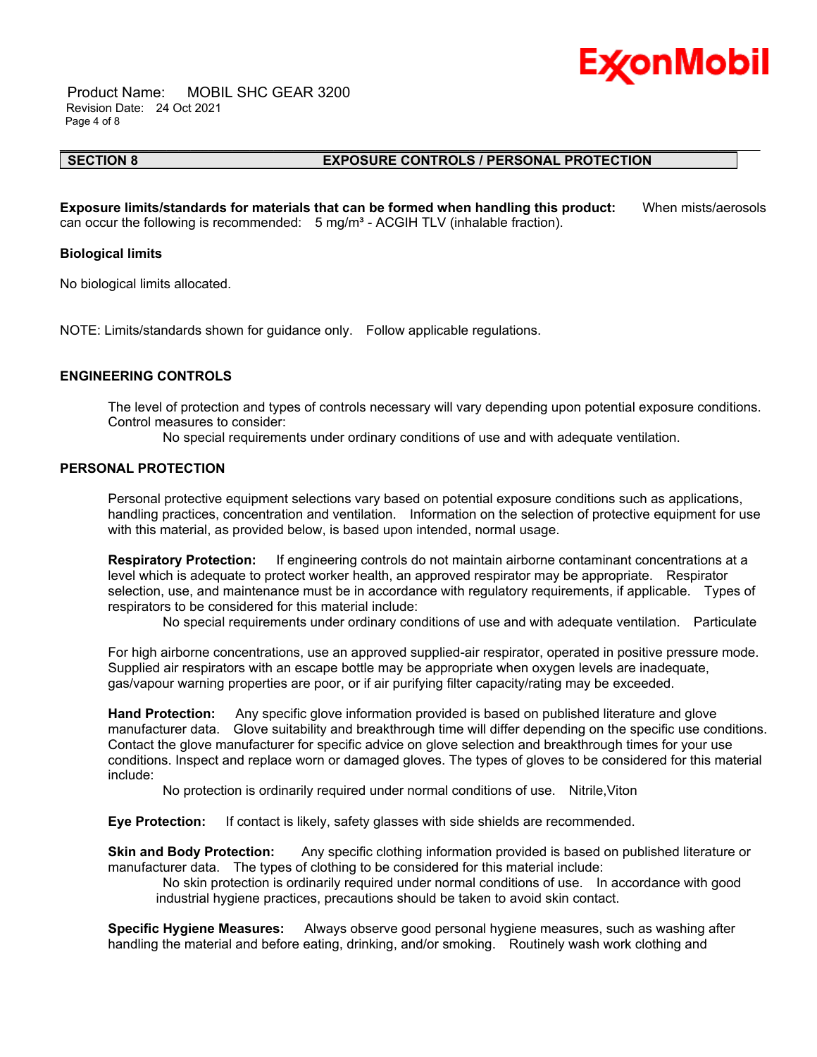## SECTION 8 EXPOSURE CONTROLS / PERSONAL PROTECTION

**Exposure limits/standards for materials that can be formed when handling this product:** When mists/aerosols can occur the following is recommended: 5 mg/m³ - ACGIH TLV (inhalable fraction).

**Biological limits**

No biological limits allocated.

NOTE: Limits/standards shown for guidance only. Follow applicable regulations.

### ENGINEERING CONTROLS

The level of protection and types of controls necessary will vary depending upon potential exposure conditions. Control measures to consider:

No special requirements under ordinary conditions of use and with adequate ventilation.

### PERSONAL PROTECTION

Personal protective equipment selections vary based on potential exposure conditions such as applications, handling practices, concentration and ventilation. Information on the selection of protective equipment for use with this material, as provided below, is based upon intended, normal usage.

**Respiratory Protection:** If engineering controls do not maintain airborne contaminant concentrations at a level which is adequate to protect worker health, an approved respirator may be appropriate. Respirator selection, use, and maintenance must be in accordance with regulatory requirements, if applicable. Types of respirators to be considered for this material include:

No special requirements under ordinary conditions of use and with adequate ventilation. Particulate

For high airborne concentrations, use an approved supplied-air respirator, operated in positive pressure mode. Supplied air respirators with an escape bottle may be appropriate when oxygen levels are inadequate, gas/vapour warning properties are poor, or if air purifying filter capacity/rating may be exceeded.

**Hand Protection:** Any specific glove information provided is based on published literature and glove manufacturer data. Glove suitability and breakthrough time will differ depending on the specific use conditions. Contact the glove manufacturer for specific advice on glove selection and breakthrough times for your use conditions. Inspect and replace worn or damaged gloves. The types of gloves to be considered for this material include:

No protection is ordinarily required under normal conditions of use. Nitrile,Viton

**Eye Protection:** If contact is likely, safety glasses with side shields are recommended.

**Skin and Body Protection:** Any specific clothing information provided is based on published literature or manufacturer data. The types of clothing to be considered for this material include:

No skin protection is ordinarily required under normal conditions of use. In accordance with good industrial hygiene practices, precautions should be taken to avoid skin contact.

**Specific Hygiene Measures:** Always observe good personal hygiene measures, such as washing after handling the material and before eating, drinking, and/or smoking. Routinely wash work clothing and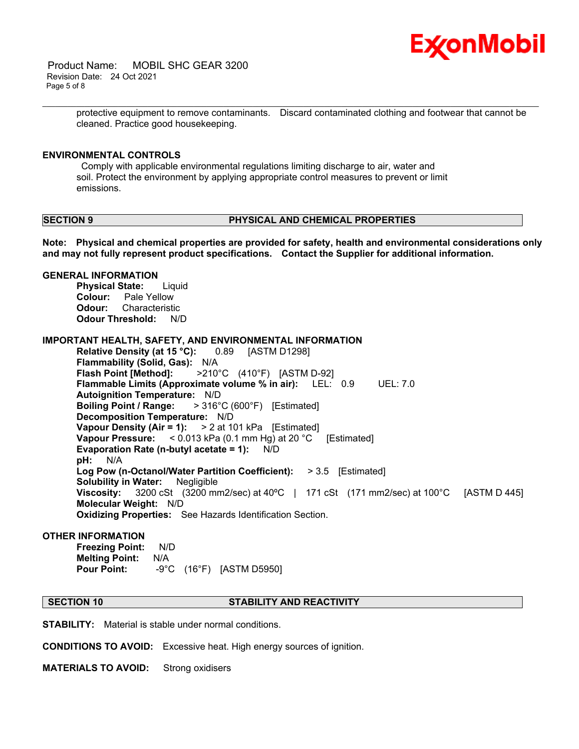protective equipment to remove contaminants. Discard contaminated clothing and footwear that cannot be cleaned. Practice good housekeeping.

### ENVIRONMENTAL CONTROLS

Comply with applicable environmental regulations limiting discharge to air, water and soil. Protect the environment by applying appropriate control measures to prevent or limit emissions.

## SECTION 9 PHYSICAL AND CHEMICAL PROPERTIES

**Note: Physical and chemical properties are provided for safety, health and environmental considerations only and may not fully represent product specifications. Contact the Supplier for additional information.**

### GENERAL INFORMATION

**Physical State:** Liquid
**Colour:** Pale Yellow
**Odour:** Characteristic
**Odour Threshold:** N/D

### IMPORTANT HEALTH, SAFETY, AND ENVIRONMENTAL INFORMATION

**Relative Density (at 15 °C):** 0.89 [ASTM D1298]
**Flammability (Solid, Gas):** N/A
**Flash Point [Method]:** >210°C (410°F) [ASTM D-92]
**Flammable Limits (Approximate volume % in air):** LEL: 0.9 UEL: 7.0
**Autoignition Temperature:** N/D
**Boiling Point / Range:** > 316°C (600°F) [Estimated]
**Decomposition Temperature:** N/D
**Vapour Density (Air = 1):** > 2 at 101 kPa [Estimated]
**Vapour Pressure:** < 0.013 kPa (0.1 mm Hg) at 20 °C [Estimated]
**Evaporation Rate (n-butyl acetate = 1):** N/D
**pH:** N/A
**Log Pow (n-Octanol/Water Partition Coefficient):** > 3.5 [Estimated]
**Solubility in Water:** Negligible
**Viscosity:** 3200 cSt (3200 mm2/sec) at 40ºC | 171 cSt (171 mm2/sec) at 100°C [ASTM D 445]
**Molecular Weight:** N/D
**Oxidizing Properties:** See Hazards Identification Section.

### OTHER INFORMATION

**Freezing Point:** N/D
**Melting Point:** N/A
**Pour Point:** -9°C (16°F) [ASTM D5950]

## SECTION 10 STABILITY AND REACTIVITY

**STABILITY:** Material is stable under normal conditions.

**CONDITIONS TO AVOID:** Excessive heat. High energy sources of ignition.

**MATERIALS TO AVOID:** Strong oxidisers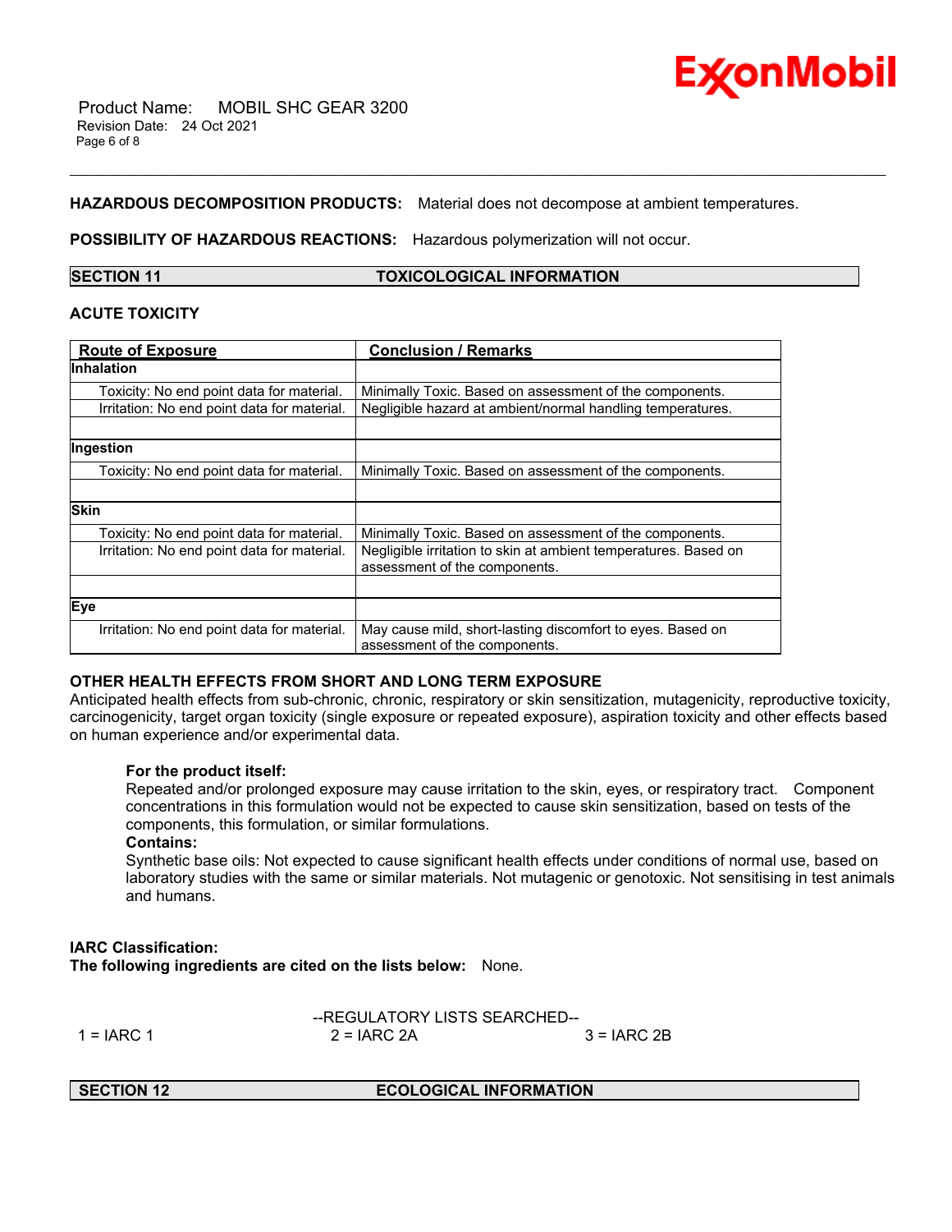**HAZARDOUS DECOMPOSITION PRODUCTS:** Material does not decompose at ambient temperatures.

**POSSIBILITY OF HAZARDOUS REACTIONS:** Hazardous polymerization will not occur.

## SECTION 11 TOXICOLOGICAL INFORMATION

### ACUTE TOXICITY

| Route of Exposure | Conclusion / Remarks |
|---|---|
| **Inhalation** | |
| Toxicity: No end point data for material. | Minimally Toxic. Based on assessment of the components. |
| Irritation: No end point data for material. | Negligible hazard at ambient/normal handling temperatures. |
| | |
| **Ingestion** | |
| Toxicity: No end point data for material. | Minimally Toxic. Based on assessment of the components. |
| | |
| **Skin** | |
| Toxicity: No end point data for material. | Minimally Toxic. Based on assessment of the components. |
| Irritation: No end point data for material. | Negligible irritation to skin at ambient temperatures. Based on assessment of the components. |
| | |
| **Eye** | |
| Irritation: No end point data for material. | May cause mild, short-lasting discomfort to eyes. Based on assessment of the components. |

### OTHER HEALTH EFFECTS FROM SHORT AND LONG TERM EXPOSURE

Anticipated health effects from sub-chronic, chronic, respiratory or skin sensitization, mutagenicity, reproductive toxicity, carcinogenicity, target organ toxicity (single exposure or repeated exposure), aspiration toxicity and other effects based on human experience and/or experimental data.

**For the product itself:**
Repeated and/or prolonged exposure may cause irritation to the skin, eyes, or respiratory tract. Component concentrations in this formulation would not be expected to cause skin sensitization, based on tests of the components, this formulation, or similar formulations.
**Contains:**
Synthetic base oils: Not expected to cause significant health effects under conditions of normal use, based on laboratory studies with the same or similar materials. Not mutagenic or genotoxic. Not sensitising in test animals and humans.

**IARC Classification:**
**The following ingredients are cited on the lists below:** None.

--REGULATORY LISTS SEARCHED--

1 = IARC 1 2 = IARC 2A 3 = IARC 2B

## SECTION 12 ECOLOGICAL INFORMATION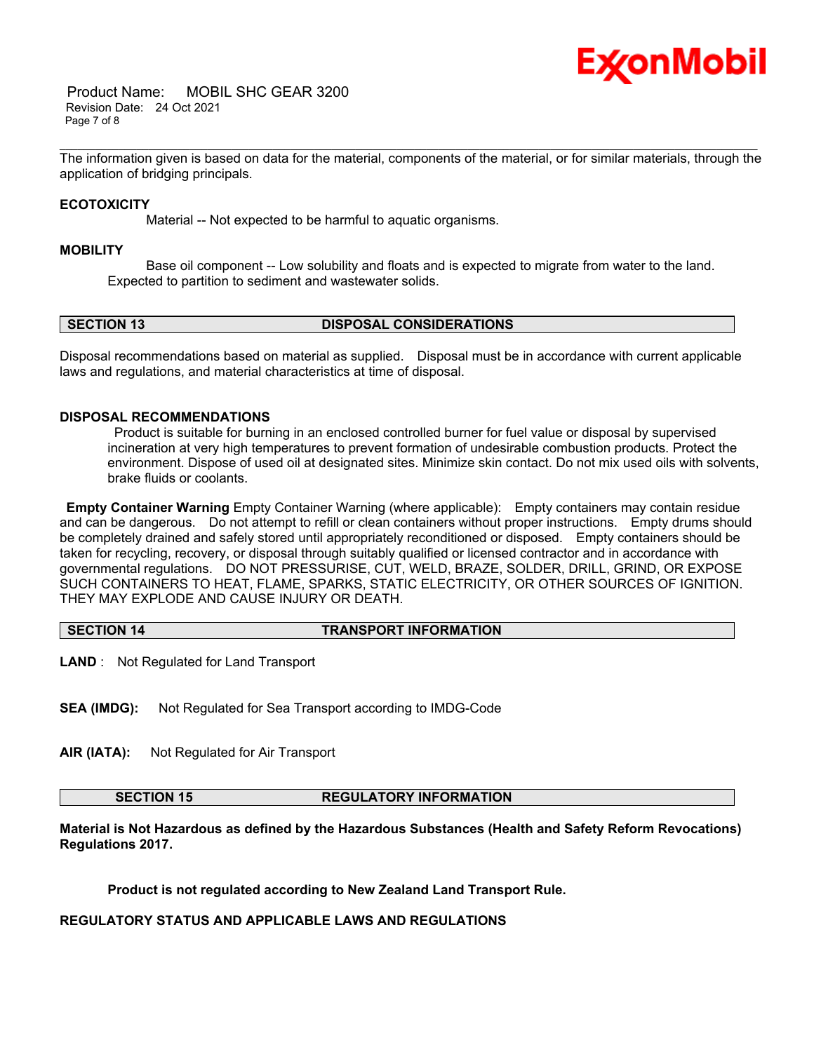The information given is based on data for the material, components of the material, or for similar materials, through the application of bridging principals.

**ECOTOXICITY**

Material -- Not expected to be harmful to aquatic organisms.

**MOBILITY**

Base oil component -- Low solubility and floats and is expected to migrate from water to the land. Expected to partition to sediment and wastewater solids.

## SECTION 13 DISPOSAL CONSIDERATIONS

Disposal recommendations based on material as supplied. Disposal must be in accordance with current applicable laws and regulations, and material characteristics at time of disposal.

**DISPOSAL RECOMMENDATIONS**

Product is suitable for burning in an enclosed controlled burner for fuel value or disposal by supervised incineration at very high temperatures to prevent formation of undesirable combustion products. Protect the environment. Dispose of used oil at designated sites. Minimize skin contact. Do not mix used oils with solvents, brake fluids or coolants.

**Empty Container Warning** Empty Container Warning (where applicable): Empty containers may contain residue and can be dangerous. Do not attempt to refill or clean containers without proper instructions. Empty drums should be completely drained and safely stored until appropriately reconditioned or disposed. Empty containers should be taken for recycling, recovery, or disposal through suitably qualified or licensed contractor and in accordance with governmental regulations. DO NOT PRESSURISE, CUT, WELD, BRAZE, SOLDER, DRILL, GRIND, OR EXPOSE SUCH CONTAINERS TO HEAT, FLAME, SPARKS, STATIC ELECTRICITY, OR OTHER SOURCES OF IGNITION. THEY MAY EXPLODE AND CAUSE INJURY OR DEATH.

## SECTION 14 TRANSPORT INFORMATION

**LAND** : Not Regulated for Land Transport

**SEA (IMDG):** Not Regulated for Sea Transport according to IMDG-Code

**AIR (IATA):** Not Regulated for Air Transport

## SECTION 15 REGULATORY INFORMATION

**Material is Not Hazardous as defined by the Hazardous Substances (Health and Safety Reform Revocations) Regulations 2017.**

**Product is not regulated according to New Zealand Land Transport Rule.**

**REGULATORY STATUS AND APPLICABLE LAWS AND REGULATIONS**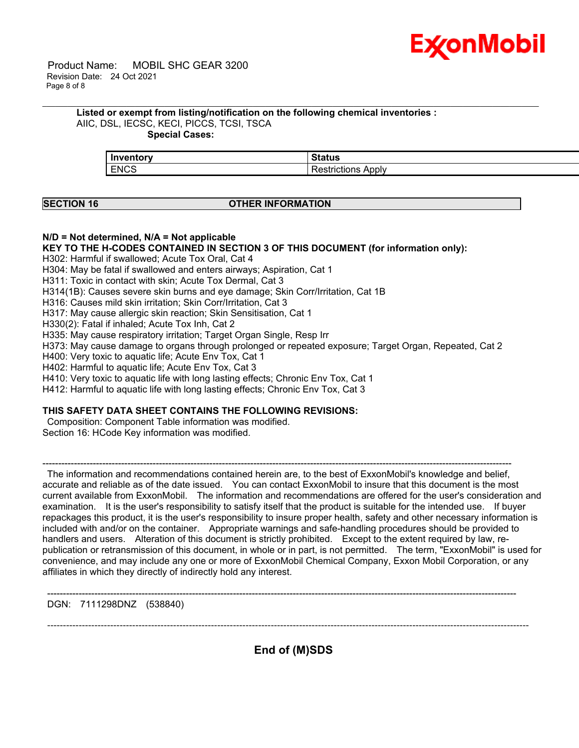**Listed or exempt from listing/notification on the following chemical inventories :**
AIIC, DSL, IECSC, KECI, PICCS, TCSI, TSCA

**Special Cases:**

| Inventory | Status |
|---|---|
| ENCS | Restrictions Apply |

## SECTION 16 OTHER INFORMATION

**N/D = Not determined, N/A = Not applicable**

**KEY TO THE H-CODES CONTAINED IN SECTION 3 OF THIS DOCUMENT (for information only):**

H302: Harmful if swallowed; Acute Tox Oral, Cat 4
H304: May be fatal if swallowed and enters airways; Aspiration, Cat 1
H311: Toxic in contact with skin; Acute Tox Dermal, Cat 3
H314(1B): Causes severe skin burns and eye damage; Skin Corr/Irritation, Cat 1B
H316: Causes mild skin irritation; Skin Corr/Irritation, Cat 3
H317: May cause allergic skin reaction; Skin Sensitisation, Cat 1
H330(2): Fatal if inhaled; Acute Tox Inh, Cat 2
H335: May cause respiratory irritation; Target Organ Single, Resp Irr
H373: May cause damage to organs through prolonged or repeated exposure; Target Organ, Repeated, Cat 2
H400: Very toxic to aquatic life; Acute Env Tox, Cat 1
H402: Harmful to aquatic life; Acute Env Tox, Cat 3
H410: Very toxic to aquatic life with long lasting effects; Chronic Env Tox, Cat 1
H412: Harmful to aquatic life with long lasting effects; Chronic Env Tox, Cat 3

**THIS SAFETY DATA SHEET CONTAINS THE FOLLOWING REVISIONS:**

Composition: Component Table information was modified.
Section 16: HCode Key information was modified.

-----------------------------------------------------------------------------------------------------------------------------------------------------

The information and recommendations contained herein are, to the best of ExxonMobil's knowledge and belief, accurate and reliable as of the date issued. You can contact ExxonMobil to insure that this document is the most current available from ExxonMobil. The information and recommendations are offered for the user's consideration and examination. It is the user's responsibility to satisfy itself that the product is suitable for the intended use. If buyer repackages this product, it is the user's responsibility to insure proper health, safety and other necessary information is included with and/or on the container. Appropriate warnings and safe-handling procedures should be provided to handlers and users. Alteration of this document is strictly prohibited. Except to the extent required by law, re-publication or retransmission of this document, in whole or in part, is not permitted. The term, "ExxonMobil" is used for convenience, and may include any one or more of ExxonMobil Chemical Company, Exxon Mobil Corporation, or any affiliates in which they directly of indirectly hold any interest.

-----------------------------------------------------------------------------------------------------------------------------------------------------

DGN: 7111298DNZ (538840)

-----------------------------------------------------------------------------------------------------------------------------------------------------

**End of (M)SDS**